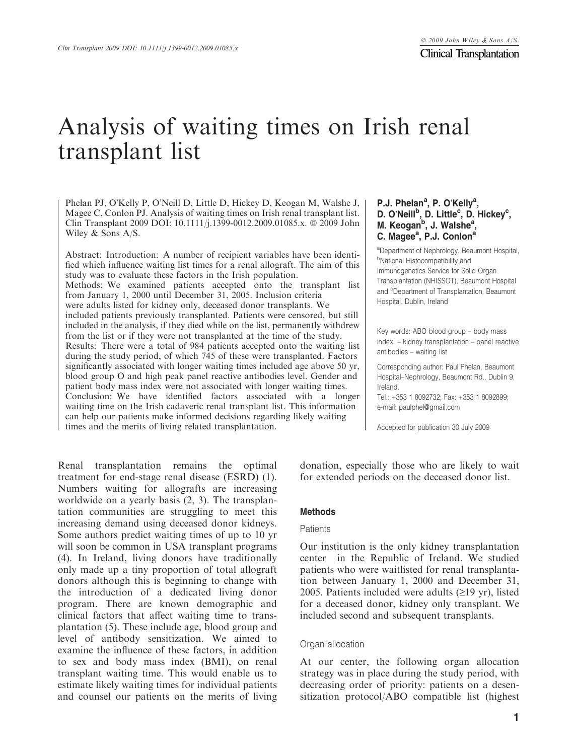# Analysis of waiting times on Irish renal transplant list

Phelan PJ, O'Kelly P, O'Neill D, Little D, Hickey D, Keogan M, Walshe J, Magee C, Conlon PJ. Analysis of waiting times on Irish renal transplant list. Clin Transplant 2009 DOI: 10.1111/j.1399-0012.2009.01085.x. © 2009 John Wiley & Sons A/S.

Abstract: Introduction: A number of recipient variables have been identified which influence waiting list times for a renal allograft. The aim of this study was to evaluate these factors in the Irish population.
Methods: We examined patients accepted onto the transplant list from January 1, 2000 until December 31, 2005. Inclusion criteria were adults listed for kidney only, deceased donor transplants. We included patients previously transplanted. Patients were censored, but still included in the analysis, if they died while on the list, permanently withdrew from the list or if they were not transplanted at the time of the study.
Results: There were a total of 984 patients accepted onto the waiting list during the study period, of which 745 of these were transplanted. Factors significantly associated with longer waiting times included age above 50 yr, blood group O and high peak panel reactive antibodies level. Gender and patient body mass index were not associated with longer waiting times.
Conclusion: We have identified factors associated with a longer waiting time on the Irish cadaveric renal transplant list. This information can help our patients make informed decisions regarding likely waiting times and the merits of living related transplantation.

**P.J. Phelan[a], P. O'Kelly[a], D. O'Neill[b], D. Little[c], D. Hickey[c], M. Keogan[b], J. Walshe[a], C. Magee[a], P.J. Conlon[a]**

[a]Department of Nephrology, Beaumont Hospital, [b]National Histocompatibility and Immunogenetics Service for Solid Organ Transplantation (NHISSOT), Beaumont Hospital and [c]Department of Transplantation, Beaumont Hospital, Dublin, Ireland

Key words: ABO blood group – body mass index – kidney transplantation – panel reactive antibodies – waiting list

Corresponding author: Paul Phelan, Beaumont Hospital–Nephrology, Beaumont Rd., Dublin 9, Ireland.
Tel.: +353 1 8092732; Fax: +353 1 8092899; e-mail: paulphel@gmail.com

Accepted for publication 30 July 2009

Renal transplantation remains the optimal treatment for end-stage renal disease (ESRD) (1). Numbers waiting for allografts are increasing worldwide on a yearly basis (2, 3). The transplantation communities are struggling to meet this increasing demand using deceased donor kidneys. Some authors predict waiting times of up to 10 yr will soon be common in USA transplant programs (4). In Ireland, living donors have traditionally only made up a tiny proportion of total allograft donors although this is beginning to change with the introduction of a dedicated living donor program. There are known demographic and clinical factors that affect waiting time to transplantation (5). These include age, blood group and level of antibody sensitization. We aimed to examine the influence of these factors, in addition to sex and body mass index (BMI), on renal transplant waiting time. This would enable us to estimate likely waiting times for individual patients and counsel our patients on the merits of living donation, especially those who are likely to wait for extended periods on the deceased donor list.

## Methods

### Patients

Our institution is the only kidney transplantation center in the Republic of Ireland. We studied patients who were waitlisted for renal transplantation between January 1, 2000 and December 31, 2005. Patients included were adults (≥19 yr), listed for a deceased donor, kidney only transplant. We included second and subsequent transplants.

### Organ allocation

At our center, the following organ allocation strategy was in place during the study period, with decreasing order of priority: patients on a desensitization protocol/ABO compatible list (highest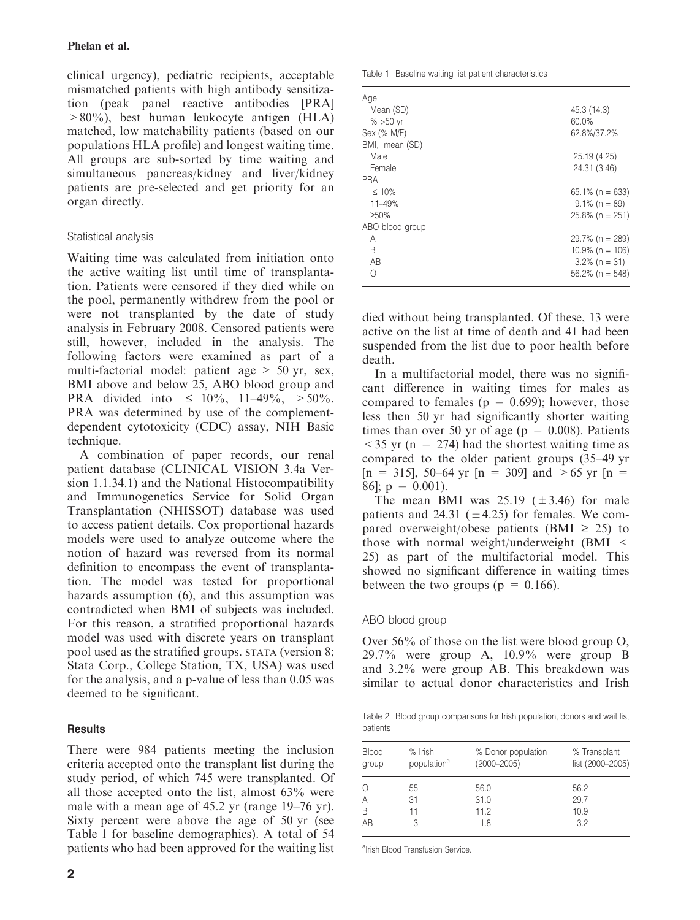clinical urgency), pediatric recipients, acceptable mismatched patients with high antibody sensitization (peak panel reactive antibodies [PRA] >80%), best human leukocyte antigen (HLA) matched, low matchability patients (based on our populations HLA profile) and longest waiting time. All groups are sub-sorted by time waiting and simultaneous pancreas/kidney and liver/kidney patients are pre-selected and get priority for an organ directly.

### Statistical analysis

Waiting time was calculated from initiation onto the active waiting list until time of transplantation. Patients were censored if they died while on the pool, permanently withdrew from the pool or were not transplanted by the date of study analysis in February 2008. Censored patients were still, however, included in the analysis. The following factors were examined as part of a multi-factorial model: patient age > 50 yr, sex, BMI above and below 25, ABO blood group and PRA divided into ≤ 10%, 11–49%, > 50%. PRA was determined by use of the complement-dependent cytotoxicity (CDC) assay, NIH Basic technique.

A combination of paper records, our renal patient database (CLINICAL VISION 3.4a Version 1.1.34.1) and the National Histocompatibility and Immunogenetics Service for Solid Organ Transplantation (NHISSOT) database was used to access patient details. Cox proportional hazards models were used to analyze outcome where the notion of hazard was reversed from its normal definition to encompass the event of transplantation. The model was tested for proportional hazards assumption (6), and this assumption was contradicted when BMI of subjects was included. For this reason, a stratified proportional hazards model was used with discrete years on transplant pool used as the stratified groups. STATA (version 8; Stata Corp., College Station, TX, USA) was used for the analysis, and a p-value of less than 0.05 was deemed to be significant.

## Results

There were 984 patients meeting the inclusion criteria accepted onto the transplant list during the study period, of which 745 were transplanted. Of all those accepted onto the list, almost 63% were male with a mean age of 45.2 yr (range 19–76 yr). Sixty percent were above the age of 50 yr (see Table 1 for baseline demographics). A total of 54 patients who had been approved for the waiting list died without being transplanted. Of these, 13 were active on the list at time of death and 41 had been suspended from the list due to poor health before death.

Table 1. Baseline waiting list patient characteristics

| | |
|---|---|
| Age | |
| Mean (SD) | 45.3 (14.3) |
| % >50 yr | 60.0% |
| Sex (% M/F) | 62.8%/37.2% |
| BMI, mean (SD) | |
| Male | 25.19 (4.25) |
| Female | 24.31 (3.46) |
| PRA | |
| ≤ 10% | 65.1% (n = 633) |
| 11–49% | 9.1% (n = 89) |
| ≥50% | 25.8% (n = 251) |
| ABO blood group | |
| A | 29.7% (n = 289) |
| B | 10.9% (n = 106) |
| AB | 3.2% (n = 31) |
| O | 56.2% (n = 548) |

In a multifactorial model, there was no significant difference in waiting times for males as compared to females ($p = 0.699$); however, those less then 50 yr had significantly shorter waiting times than over 50 yr of age ($p = 0.008$). Patients < 35 yr (n = 274) had the shortest waiting time as compared to the older patient groups (35–49 yr [n = 315], 50–64 yr [n = 309] and > 65 yr [n = 86]; $p = 0.001$).

The mean BMI was 25.19 (±3.46) for male patients and 24.31 (±4.25) for females. We compared overweight/obese patients (BMI ≥ 25) to those with normal weight/underweight (BMI < 25) as part of the multifactorial model. This showed no significant difference in waiting times between the two groups ($p = 0.166$).

### ABO blood group

Over 56% of those on the list were blood group O, 29.7% were group A, 10.9% were group B and 3.2% were group AB. This breakdown was similar to actual donor characteristics and Irish

Table 2. Blood group comparisons for Irish population, donors and wait list patients

| Blood group | % Irish population[a] | % Donor population (2000–2005) | % Transplant list (2000–2005) |
|---|---|---|---|
| O | 55 | 56.0 | 56.2 |
| A | 31 | 31.0 | 29.7 |
| B | 11 | 11.2 | 10.9 |
| AB | 3 | 1.8 | 3.2 |

[a]Irish Blood Transfusion Service.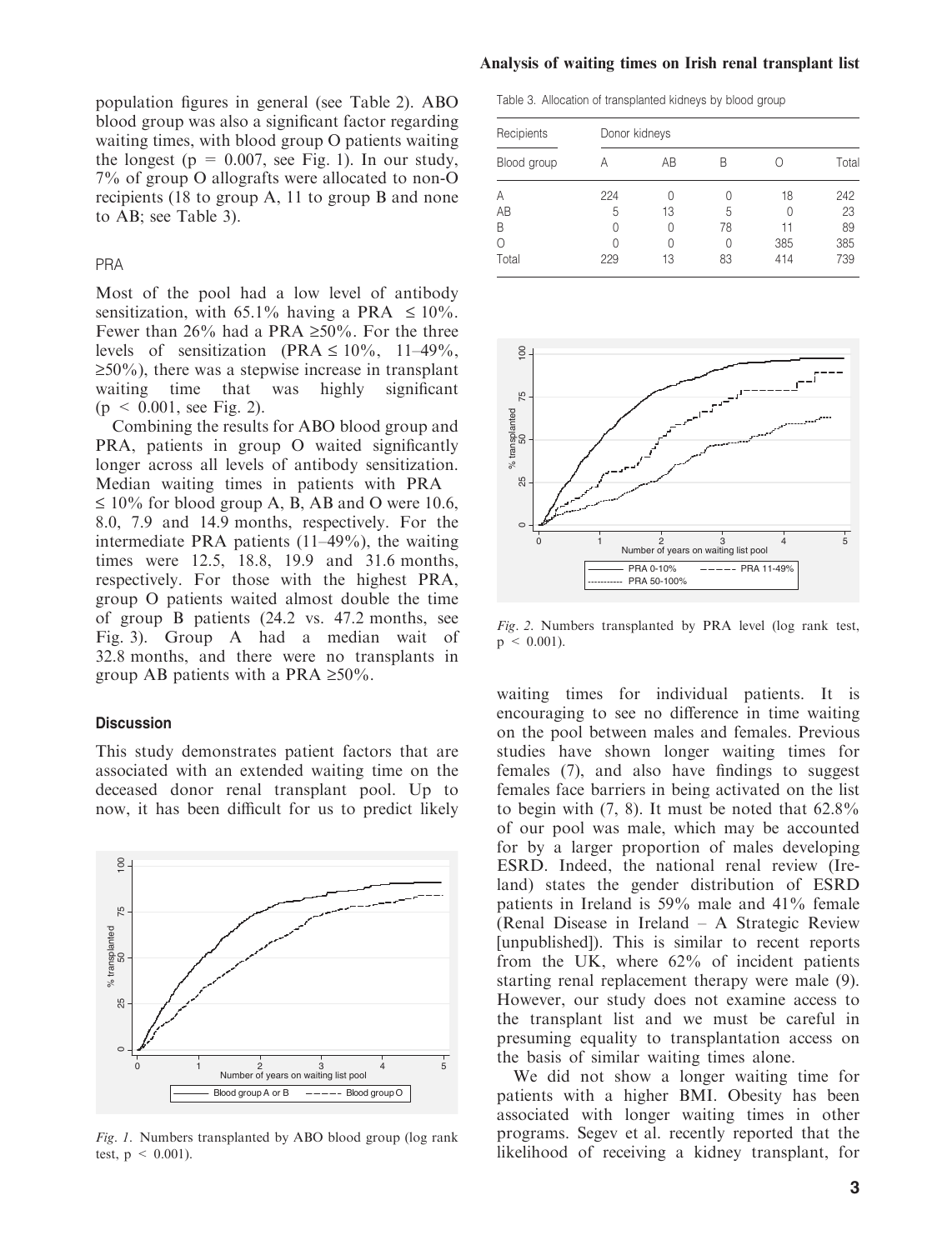population figures in general (see Table 2). ABO blood group was also a significant factor regarding waiting times, with blood group O patients waiting the longest ($p = 0.007$, see Fig. 1). In our study, 7% of group O allografts were allocated to non-O recipients (18 to group A, 11 to group B and none to AB; see Table 3).

### PRA

Most of the pool had a low level of antibody sensitization, with 65.1% having a PRA $\leq 10\%$. Fewer than 26% had a PRA $\geq 50\%$. For the three levels of sensitization (PRA $\leq 10\%$, 11–49%, $\geq 50\%$), there was a stepwise increase in transplant waiting time that was highly significant ($p < 0.001$, see Fig. 2).

Combining the results for ABO blood group and PRA, patients in group O waited significantly longer across all levels of antibody sensitization. Median waiting times in patients with PRA $\leq 10\%$ for blood group A, B, AB and O were 10.6, 8.0, 7.9 and 14.9 months, respectively. For the intermediate PRA patients (11–49%), the waiting times were 12.5, 18.8, 19.9 and 31.6 months, respectively. For those with the highest PRA, group O patients waited almost double the time of group B patients (24.2 vs. 47.2 months, see Fig. 3). Group A had a median wait of 32.8 months, and there were no transplants in group AB patients with a PRA $\geq 50\%$.

## Discussion

This study demonstrates patient factors that are associated with an extended waiting time on the deceased donor renal transplant pool. Up to now, it has been difficult for us to predict likely waiting times for individual patients. It is encouraging to see no difference in time waiting on the pool between males and females. Previous studies have shown longer waiting times for females (7), and also have findings to suggest females face barriers in being activated on the list to begin with (7, 8). It must be noted that 62.8% of our pool was male, which may be accounted for by a larger proportion of males developing ESRD. Indeed, the national renal review (Ireland) states the gender distribution of ESRD patients in Ireland is 59% male and 41% female (Renal Disease in Ireland – A Strategic Review [unpublished]). This is similar to recent reports from the UK, where 62% of incident patients starting renal replacement therapy were male (9). However, our study does not examine access to the transplant list and we must be careful in presuming equality to transplantation access on the basis of similar waiting times alone.

We did not show a longer waiting time for patients with a higher BMI. Obesity has been associated with longer waiting times in other programs. Segev et al. recently reported that the likelihood of receiving a kidney transplant, for

*Fig. 1.* Numbers transplanted by ABO blood group (log rank test, $p < 0.001$).

Table 3. Allocation of transplanted kidneys by blood group

| Recipients | Donor kidneys | | | | |
|---|---|---|---|---|---|
| Blood group | A | AB | B | O | Total |
| A | 224 | 0 | 0 | 18 | 242 |
| AB | 5 | 13 | 5 | 0 | 23 |
| B | 0 | 0 | 78 | 11 | 89 |
| O | 0 | 0 | 0 | 385 | 385 |
| Total | 229 | 13 | 83 | 414 | 739 |

*Fig. 2.* Numbers transplanted by PRA level (log rank test, $p < 0.001$).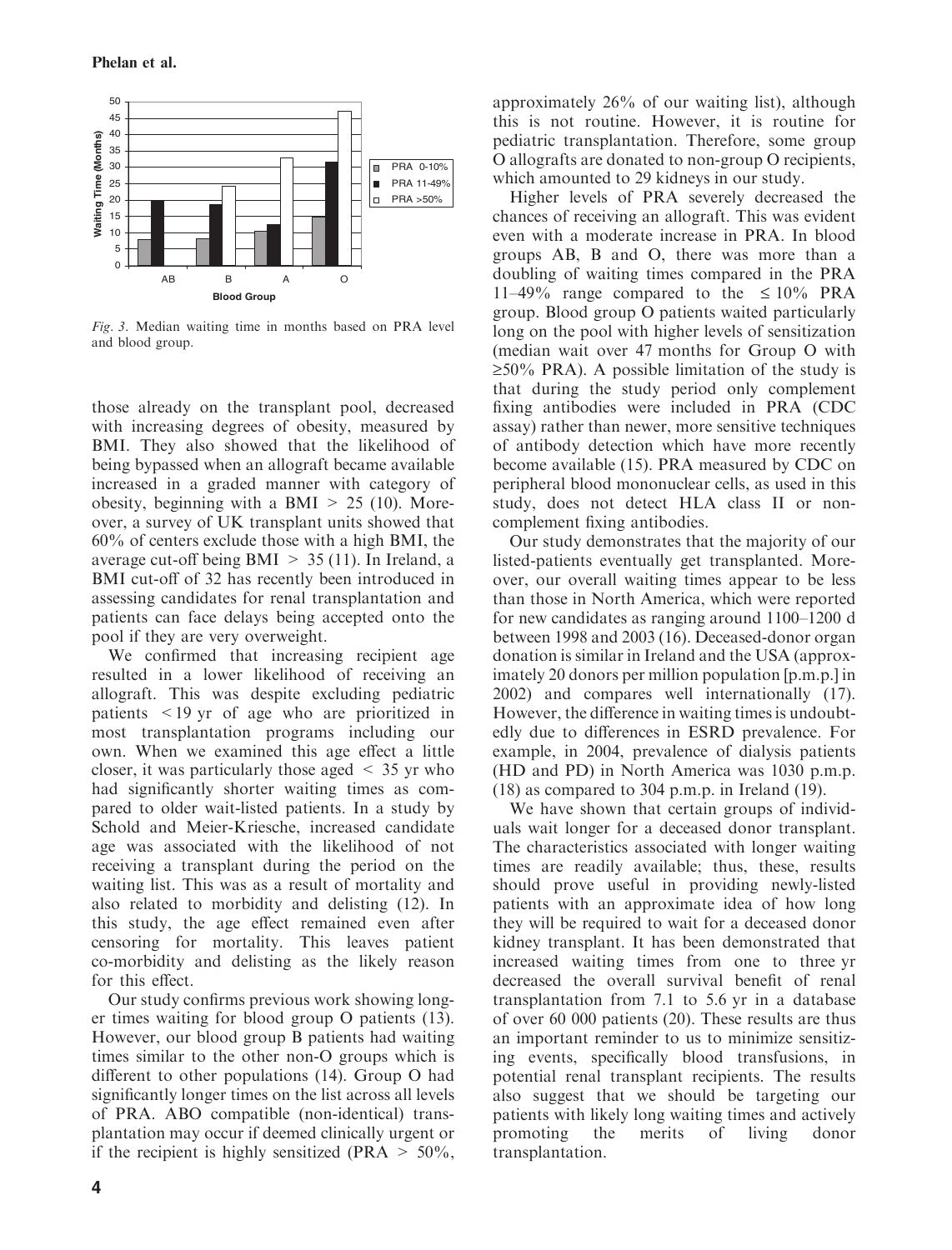Fig. 3. Median waiting time in months based on PRA level and blood group.

those already on the transplant pool, decreased with increasing degrees of obesity, measured by BMI. They also showed that the likelihood of being bypassed when an allograft became available increased in a graded manner with category of obesity, beginning with a BMI > 25 (10). Moreover, a survey of UK transplant units showed that 60% of centers exclude those with a high BMI, the average cut-off being BMI > 35 (11). In Ireland, a BMI cut-off of 32 has recently been introduced in assessing candidates for renal transplantation and patients can face delays being accepted onto the pool if they are very overweight.

We confirmed that increasing recipient age resulted in a lower likelihood of receiving an allograft. This was despite excluding pediatric patients < 19 yr of age who are prioritized in most transplantation programs including our own. When we examined this age effect a little closer, it was particularly those aged < 35 yr who had significantly shorter waiting times as compared to older wait-listed patients. In a study by Schold and Meier-Kriesche, increased candidate age was associated with the likelihood of not receiving a transplant during the period on the waiting list. This was as a result of mortality and also related to morbidity and delisting (12). In this study, the age effect remained even after censoring for mortality. This leaves patient co-morbidity and delisting as the likely reason for this effect.

Our study confirms previous work showing longer times waiting for blood group O patients (13). However, our blood group B patients had waiting times similar to the other non-O groups which is different to other populations (14). Group O had significantly longer times on the list across all levels of PRA. ABO compatible (non-identical) transplantation may occur if deemed clinically urgent or if the recipient is highly sensitized (PRA > 50%, approximately 26% of our waiting list), although this is not routine. However, it is routine for pediatric transplantation. Therefore, some group O allografts are donated to non-group O recipients, which amounted to 29 kidneys in our study.

Higher levels of PRA severely decreased the chances of receiving an allograft. This was evident even with a moderate increase in PRA. In blood groups AB, B and O, there was more than a doubling of waiting times compared in the PRA 11–49% range compared to the ≤ 10% PRA group. Blood group O patients waited particularly long on the pool with higher levels of sensitization (median wait over 47 months for Group O with ≥50% PRA). A possible limitation of the study is that during the study period only complement fixing antibodies were included in PRA (CDC assay) rather than newer, more sensitive techniques of antibody detection which have more recently become available (15). PRA measured by CDC on peripheral blood mononuclear cells, as used in this study, does not detect HLA class II or non-complement fixing antibodies.

Our study demonstrates that the majority of our listed-patients eventually get transplanted. Moreover, our overall waiting times appear to be less than those in North America, which were reported for new candidates as ranging around 1100–1200 d between 1998 and 2003 (16). Deceased-donor organ donation is similar in Ireland and the USA (approximately 20 donors per million population [p.m.p.] in 2002) and compares well internationally (17). However, the difference in waiting times is undoubtedly due to differences in ESRD prevalence. For example, in 2004, prevalence of dialysis patients (HD and PD) in North America was 1030 p.m.p. (18) as compared to 304 p.m.p. in Ireland (19).

We have shown that certain groups of individuals wait longer for a deceased donor transplant. The characteristics associated with longer waiting times are readily available; thus, these, results should prove useful in providing newly-listed patients with an approximate idea of how long they will be required to wait for a deceased donor kidney transplant. It has been demonstrated that increased waiting times from one to three yr decreased the overall survival benefit of renal transplantation from 7.1 to 5.6 yr in a database of over 60 000 patients (20). These results are thus an important reminder to us to minimize sensitizing events, specifically blood transfusions, in potential renal transplant recipients. The results also suggest that we should be targeting our patients with likely long waiting times and actively promoting the merits of living donor transplantation.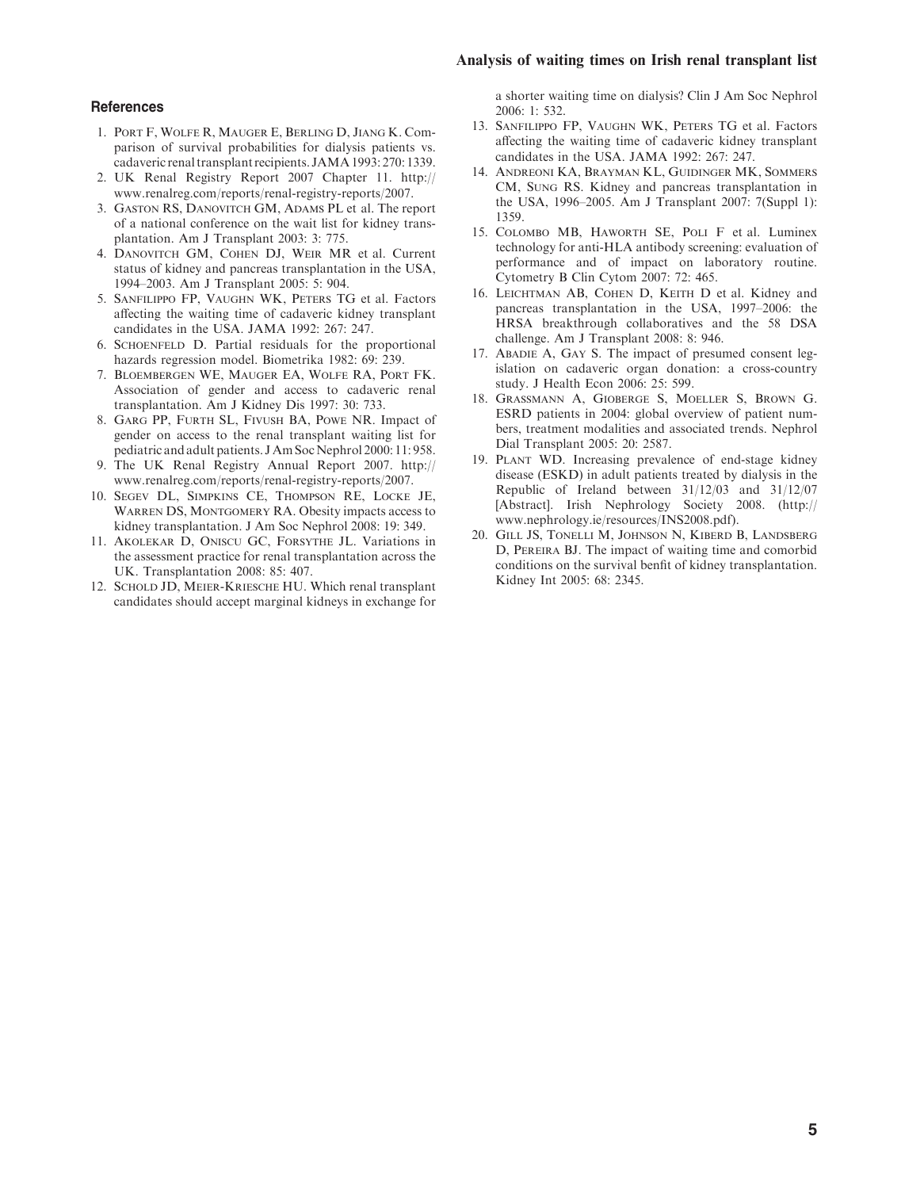## References

1. Port F, Wolfe R, Mauger E, Berling D, Jiang K. Comparison of survival probabilities for dialysis patients vs. cadaveric renal transplant recipients. JAMA 1993: 270: 1339.
2. UK Renal Registry Report 2007 Chapter 11. http://www.renalreg.com/reports/renal-registry-reports/2007.
3. Gaston RS, Danovitch GM, Adams PL et al. The report of a national conference on the wait list for kidney transplantation. Am J Transplant 2003: 3: 775.
4. Danovitch GM, Cohen DJ, Weir MR et al. Current status of kidney and pancreas transplantation in the USA, 1994–2003. Am J Transplant 2005: 5: 904.
5. Sanfilippo FP, Vaughn WK, Peters TG et al. Factors affecting the waiting time of cadaveric kidney transplant candidates in the USA. JAMA 1992: 267: 247.
6. Schoenfeld D. Partial residuals for the proportional hazards regression model. Biometrika 1982: 69: 239.
7. Bloembergen WE, Mauger EA, Wolfe RA, Port FK. Association of gender and access to cadaveric renal transplantation. Am J Kidney Dis 1997: 30: 733.
8. Garg PP, Furth SL, Fivush BA, Powe NR. Impact of gender on access to the renal transplant waiting list for pediatric and adult patients. J Am Soc Nephrol 2000: 11: 958.
9. The UK Renal Registry Annual Report 2007. http://www.renalreg.com/reports/renal-registry-reports/2007.
10. Segev DL, Simpkins CE, Thompson RE, Locke JE, Warren DS, Montgomery RA. Obesity impacts access to kidney transplantation. J Am Soc Nephrol 2008: 19: 349.
11. Akolekar D, Oniscu GC, Forsythe JL. Variations in the assessment practice for renal transplantation across the UK. Transplantation 2008: 85: 407.
12. Schold JD, Meier-Kriesche HU. Which renal transplant candidates should accept marginal kidneys in exchange for a shorter waiting time on dialysis? Clin J Am Soc Nephrol 2006: 1: 532.
13. Sanfilippo FP, Vaughn WK, Peters TG et al. Factors affecting the waiting time of cadaveric kidney transplant candidates in the USA. JAMA 1992: 267: 247.
14. Andreoni KA, Brayman KL, Guidinger MK, Sommers CM, Sung RS. Kidney and pancreas transplantation in the USA, 1996–2005. Am J Transplant 2007: 7(Suppl 1): 1359.
15. Colombo MB, Haworth SE, Poli F et al. Luminex technology for anti-HLA antibody screening: evaluation of performance and of impact on laboratory routine. Cytometry B Clin Cytom 2007: 72: 465.
16. Leichtman AB, Cohen D, Keith D et al. Kidney and pancreas transplantation in the USA, 1997–2006: the HRSA breakthrough collaboratives and the 58 DSA challenge. Am J Transplant 2008: 8: 946.
17. Abadie A, Gay S. The impact of presumed consent legislation on cadaveric organ donation: a cross-country study. J Health Econ 2006: 25: 599.
18. Grassmann A, Gioberge S, Moeller S, Brown G. ESRD patients in 2004: global overview of patient numbers, treatment modalities and associated trends. Nephrol Dial Transplant 2005: 20: 2587.
19. Plant WD. Increasing prevalence of end-stage kidney disease (ESKD) in adult patients treated by dialysis in the Republic of Ireland between 31/12/03 and 31/12/07 [Abstract]. Irish Nephrology Society 2008. (http://www.nephrology.ie/resources/INS2008.pdf).
20. Gill JS, Tonelli M, Johnson N, Kiberd B, Landsberg D, Pereira BJ. The impact of waiting time and comorbid conditions on the survival benfit of kidney transplantation. Kidney Int 2005: 68: 2345.